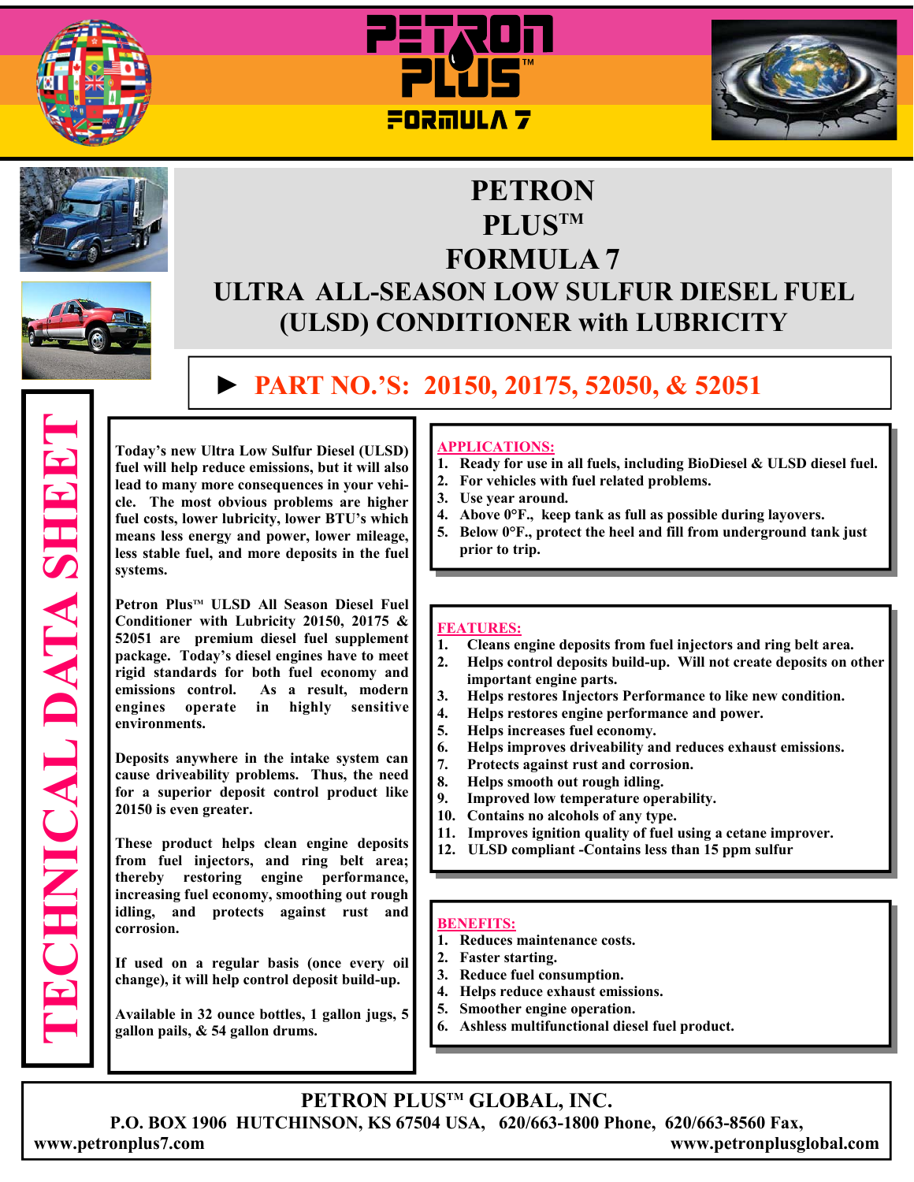# PETRON PLUS™ FORMULA 7

## PETRON PLUS™ FORMULA 7

## ULTRA ALL-SEASON LOW SULFUR DIESEL FUEL (ULSD) CONDITIONER with LUBRICITY

### ► PART NO.'S: 20150, 20175, 52050, & 52051

**TECHNICAL DATA SHEET**

**Today's new Ultra Low Sulfur Diesel (ULSD) fuel will help reduce emissions, but it will also lead to many more consequences in your vehicle. The most obvious problems are higher fuel costs, lower lubricity, lower BTU's which means less energy and power, lower mileage, less stable fuel, and more deposits in the fuel systems.**

**Petron Plus™ ULSD All Season Diesel Fuel Conditioner with Lubricity 20150, 20175 & 52051 are premium diesel fuel supplement package. Today's diesel engines have to meet rigid standards for both fuel economy and emissions control. As a result, modern engines operate in highly sensitive environments.**

**Deposits anywhere in the intake system can cause driveability problems. Thus, the need for a superior deposit control product like 20150 is even greater.**

**These product helps clean engine deposits from fuel injectors, and ring belt area; thereby restoring engine performance, increasing fuel economy, smoothing out rough idling, and protects against rust and corrosion.**

**If used on a regular basis (once every oil change), it will help control deposit build-up.**

**Available in 32 ounce bottles, 1 gallon jugs, 5 gallon pails, & 54 gallon drums.**

**APPLICATIONS:**

1. **Ready for use in all fuels, including BioDiesel & ULSD diesel fuel.**
2. **For vehicles with fuel related problems.**
3. **Use year around.**
4. **Above 0°F., keep tank as full as possible during layovers.**
5. **Below 0°F., protect the heel and fill from underground tank just prior to trip.**

**FEATURES:**

1. **Cleans engine deposits from fuel injectors and ring belt area.**
2. **Helps control deposits build-up. Will not create deposits on other important engine parts.**
3. **Helps restores Injectors Performance to like new condition.**
4. **Helps restores engine performance and power.**
5. **Helps increases fuel economy.**
6. **Helps improves driveability and reduces exhaust emissions.**
7. **Protects against rust and corrosion.**
8. **Helps smooth out rough idling.**
9. **Improved low temperature operability.**
10. **Contains no alcohols of any type.**
11. **Improves ignition quality of fuel using a cetane improver.**
12. **ULSD compliant -Contains less than 15 ppm sulfur**

**BENEFITS:**

1. **Reduces maintenance costs.**
2. **Faster starting.**
3. **Reduce fuel consumption.**
4. **Helps reduce exhaust emissions.**
5. **Smoother engine operation.**
6. **Ashless multifunctional diesel fuel product.**

**PETRON PLUS™ GLOBAL, INC.**

**P.O. BOX 1906 HUTCHINSON, KS 67504 USA, 620/663-1800 Phone, 620/663-8560 Fax,**

**www.petronplus7.com** **www.petronplusglobal.com**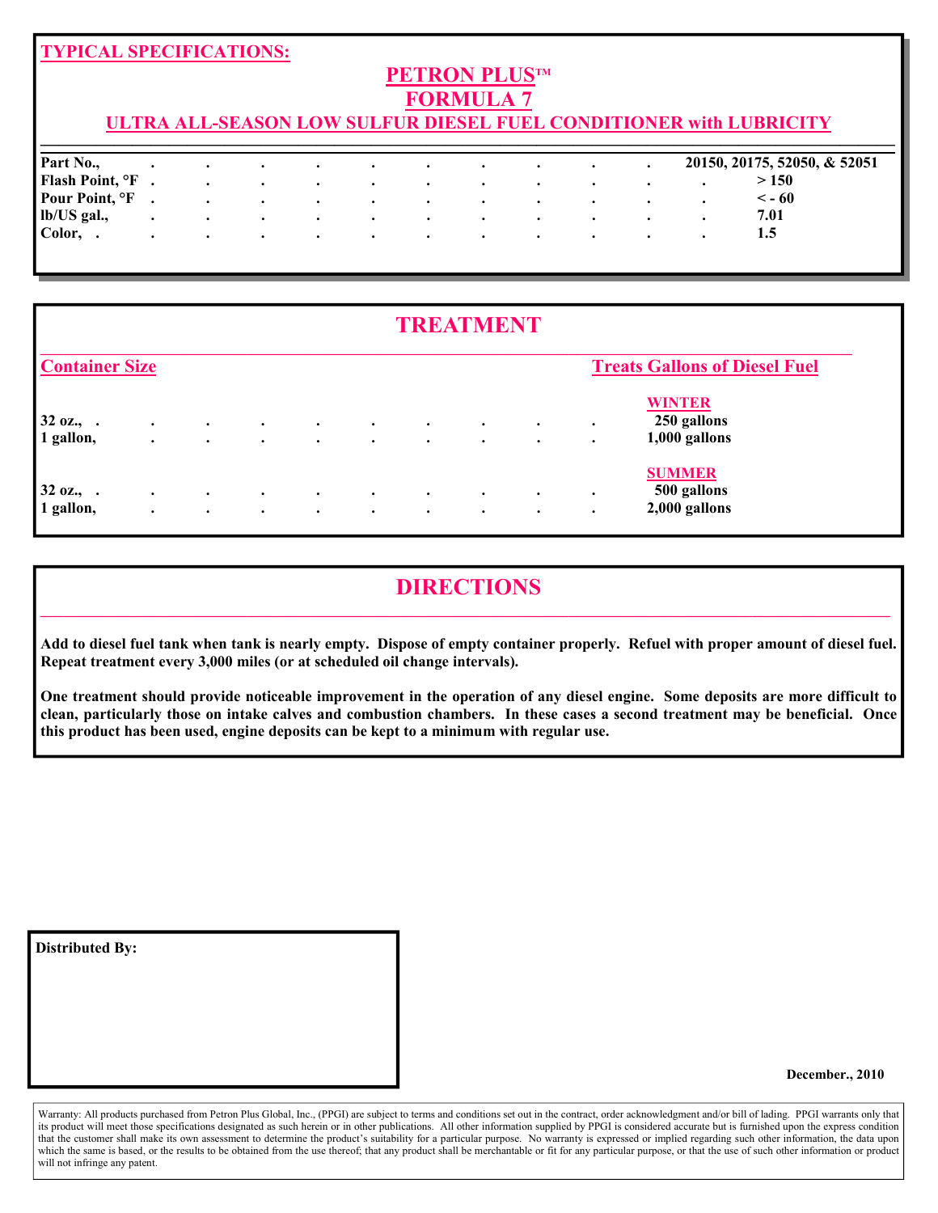**TYPICAL SPECIFICATIONS:**

## PETRON PLUS™
## FORMULA 7
### ULTRA ALL-SEASON LOW SULFUR DIESEL FUEL CONDITIONER with LUBRICITY

| | |
|---|---|
| **Part No.,** | **20150, 20175, 52050, & 52051** |
| **Flash Point, °F** | **> 150** |
| **Pour Point, °F** | **< - 60** |
| **lb/US gal.,** | **7.01** |
| **Color,** | **1.5** |

## TREATMENT

| Container Size | Treats Gallons of Diesel Fuel |
|---|---|
| | **WINTER** |
| **32 oz.,** | **250 gallons** |
| **1 gallon,** | **1,000 gallons** |
| | **SUMMER** |
| **32 oz.,** | **500 gallons** |
| **1 gallon,** | **2,000 gallons** |

## DIRECTIONS

**Add to diesel fuel tank when tank is nearly empty. Dispose of empty container properly. Refuel with proper amount of diesel fuel. Repeat treatment every 3,000 miles (or at scheduled oil change intervals).**

**One treatment should provide noticeable improvement in the operation of any diesel engine. Some deposits are more difficult to clean, particularly those on intake calves and combustion chambers. In these cases a second treatment may be beneficial. Once this product has been used, engine deposits can be kept to a minimum with regular use.**

**Distributed By:**

**December., 2010**

Warranty: All products purchased from Petron Plus Global, Inc., (PPGI) are subject to terms and conditions set out in the contract, order acknowledgment and/or bill of lading. PPGI warrants only that its product will meet those specifications designated as such herein or in other publications. All other information supplied by PPGI is considered accurate but is furnished upon the express condition that the customer shall make its own assessment to determine the product's suitability for a particular purpose. No warranty is expressed or implied regarding such other information, the data upon which the same is based, or the results to be obtained from the use thereof; that any product shall be merchantable or fit for any particular purpose, or that the use of such other information or product will not infringe any patent.